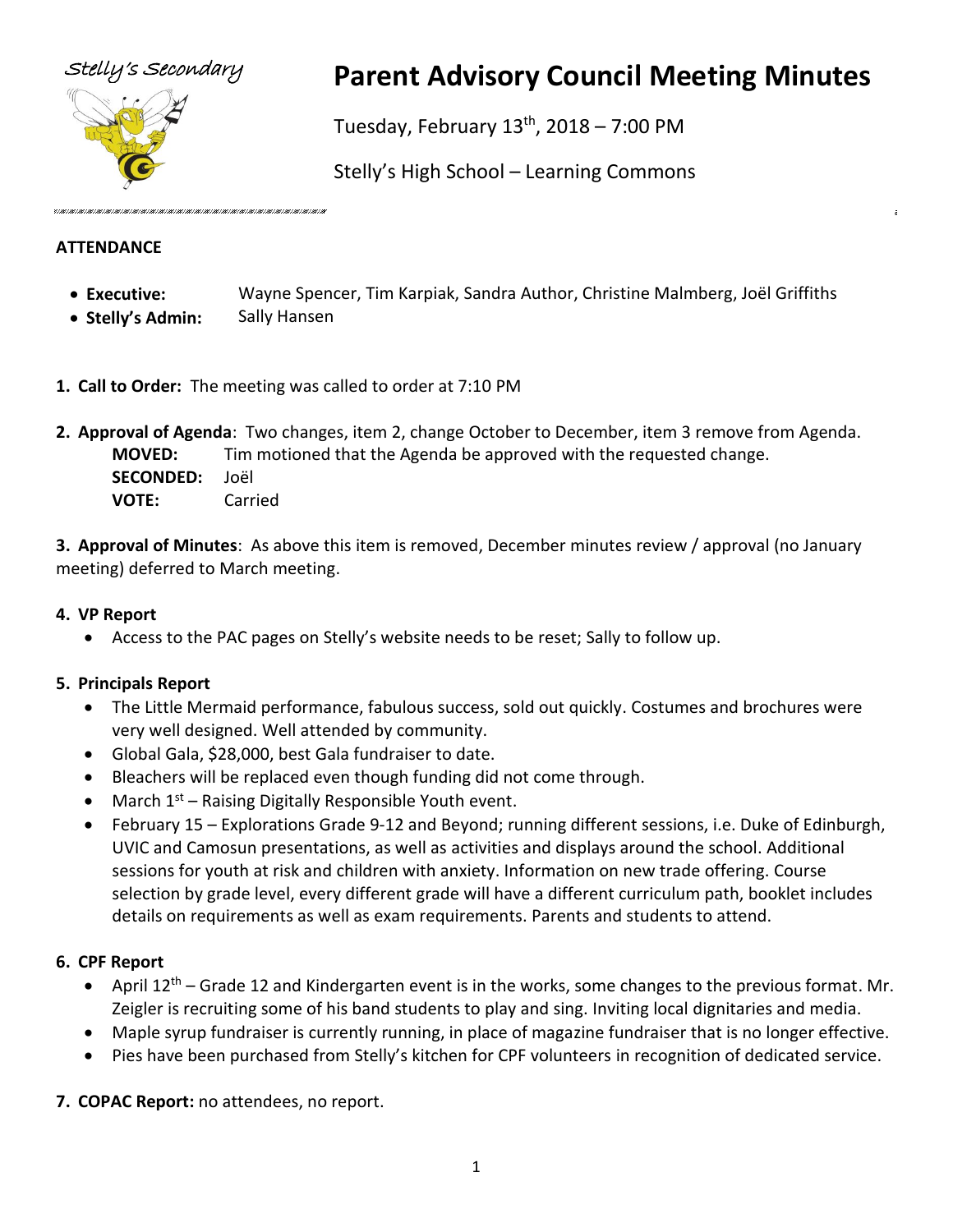Stelly's Secondary

# Parent Advisory Council Meeting Minutes

Tuesday, February 13th, 2018 – 7:00 PM

Stelly's High School – Learning Commons

## ATTENDANCE

- **Executive:** Wayne Spencer, Tim Karpiak, Sandra Author, Christine Malmberg, Joël Griffiths
- **Stelly's Admin:** Sally Hansen

**1. Call to Order:** The meeting was called to order at 7:10 PM

**2. Approval of Agenda**: Two changes, item 2, change October to December, item 3 remove from Agenda.

**MOVED:** Tim motioned that the Agenda be approved with the requested change.
**SECONDED:** Joël
**VOTE:** Carried

**3. Approval of Minutes**: As above this item is removed, December minutes review / approval (no January meeting) deferred to March meeting.

**4. VP Report**

- Access to the PAC pages on Stelly's website needs to be reset; Sally to follow up.

**5. Principals Report**

- The Little Mermaid performance, fabulous success, sold out quickly. Costumes and brochures were very well designed. Well attended by community.
- Global Gala, $28,000, best Gala fundraiser to date.
- Bleachers will be replaced even though funding did not come through.
- March 1st – Raising Digitally Responsible Youth event.
- February 15 – Explorations Grade 9-12 and Beyond; running different sessions, i.e. Duke of Edinburgh, UVIC and Camosun presentations, as well as activities and displays around the school. Additional sessions for youth at risk and children with anxiety. Information on new trade offering. Course selection by grade level, every different grade will have a different curriculum path, booklet includes details on requirements as well as exam requirements. Parents and students to attend.

**6. CPF Report**

- April 12th – Grade 12 and Kindergarten event is in the works, some changes to the previous format. Mr. Zeigler is recruiting some of his band students to play and sing. Inviting local dignitaries and media.
- Maple syrup fundraiser is currently running, in place of magazine fundraiser that is no longer effective.
- Pies have been purchased from Stelly's kitchen for CPF volunteers in recognition of dedicated service.

**7. COPAC Report:** no attendees, no report.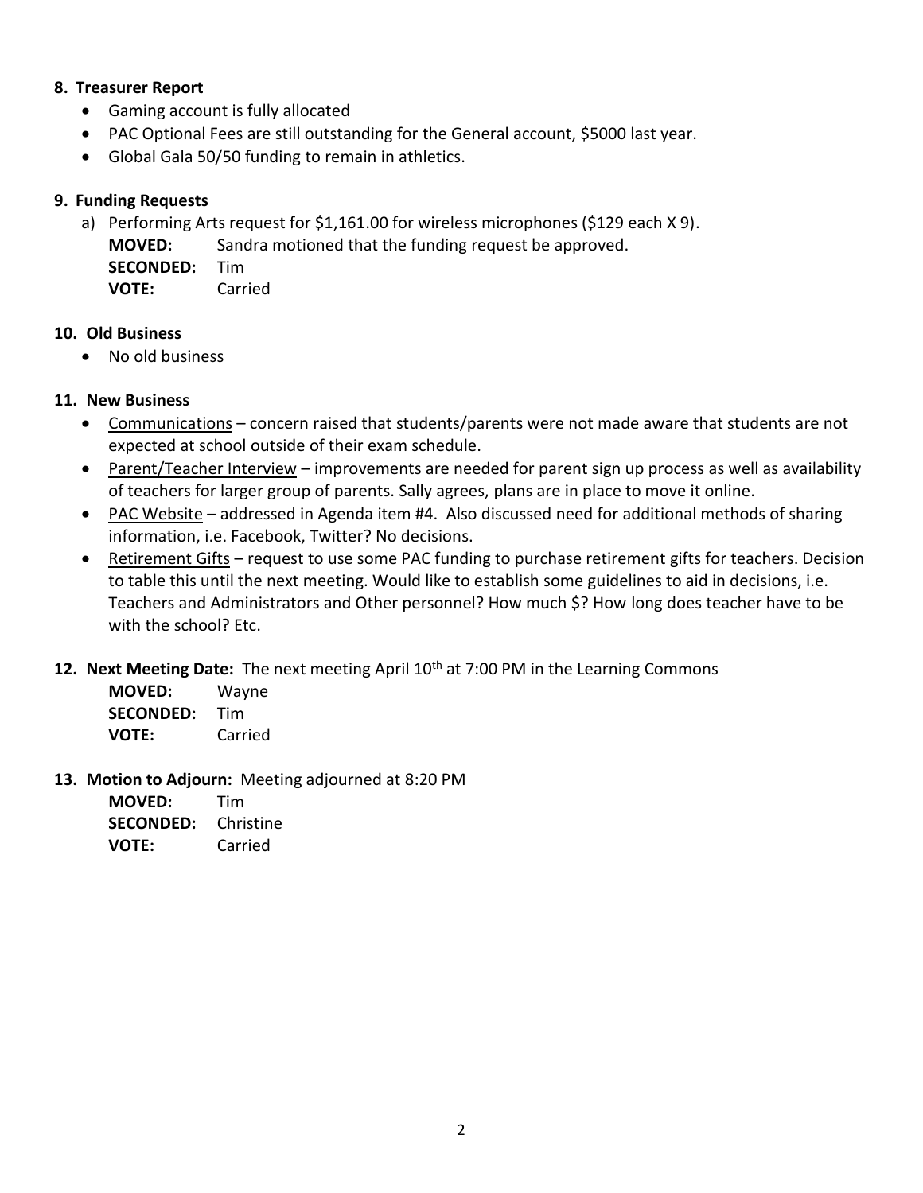**8. Treasurer Report**

- Gaming account is fully allocated
- PAC Optional Fees are still outstanding for the General account, $5000 last year.
- Global Gala 50/50 funding to remain in athletics.

**9. Funding Requests**

a) Performing Arts request for $1,161.00 for wireless microphones ($129 each X 9).

**MOVED:** Sandra motioned that the funding request be approved.
**SECONDED:** Tim
**VOTE:** Carried

**10. Old Business**

- No old business

**11. New Business**

- Communications – concern raised that students/parents were not made aware that students are not expected at school outside of their exam schedule.
- Parent/Teacher Interview – improvements are needed for parent sign up process as well as availability of teachers for larger group of parents. Sally agrees, plans are in place to move it online.
- PAC Website – addressed in Agenda item #4. Also discussed need for additional methods of sharing information, i.e. Facebook, Twitter? No decisions.
- Retirement Gifts – request to use some PAC funding to purchase retirement gifts for teachers. Decision to table this until the next meeting. Would like to establish some guidelines to aid in decisions, i.e. Teachers and Administrators and Other personnel? How much $? How long does teacher have to be with the school? Etc.

**12. Next Meeting Date:** The next meeting April 10th at 7:00 PM in the Learning Commons

**MOVED:** Wayne
**SECONDED:** Tim
**VOTE:** Carried

**13. Motion to Adjourn:** Meeting adjourned at 8:20 PM

**MOVED:** Tim
**SECONDED:** Christine
**VOTE:** Carried